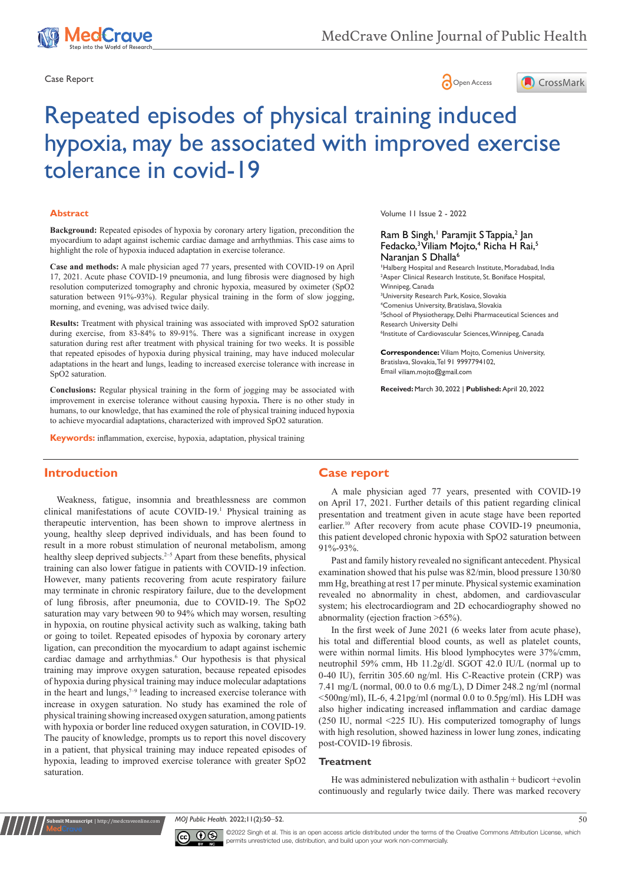Case Report

# Repeated episodes of physical training induced hypoxia, may be associated with improved exercise tolerance in covid-19

## Abstract

**Background:** Repeated episodes of hypoxia by coronary artery ligation, precondition the myocardium to adapt against ischemic cardiac damage and arrhythmias. This case aims to highlight the role of hypoxia induced adaptation in exercise tolerance.

**Case and methods:** A male physician aged 77 years, presented with COVID-19 on April 17, 2021. Acute phase COVID-19 pneumonia, and lung fibrosis were diagnosed by high resolution computerized tomography and chronic hypoxia, measured by oximeter (SpO2 saturation between 91%-93%). Regular physical training in the form of slow jogging, morning, and evening, was advised twice daily.

**Results:** Treatment with physical training was associated with improved SpO2 saturation during exercise, from 83-84% to 89-91%. There was a significant increase in oxygen saturation during rest after treatment with physical training for two weeks. It is possible that repeated episodes of hypoxia during physical training, may have induced molecular adaptations in the heart and lungs, leading to increased exercise tolerance with increase in SpO2 saturation.

**Conclusions:** Regular physical training in the form of jogging may be associated with improvement in exercise tolerance without causing hypoxia**.** There is no other study in humans, to our knowledge, that has examined the role of physical training induced hypoxia to achieve myocardial adaptations, characterized with improved SpO2 saturation.

**Keywords:** inflammation, exercise, hypoxia, adaptation, physical training

Ram B Singh,[1] Paramjit S Tappia,[2] Jan Fedacko,[3] Viliam Mojto,[4] Richa H Rai,[5] Naranjan S Dhalla[6]

[1]Halberg Hospital and Research Institute, Moradabad, India
[2]Asper Clinical Research Institute, St. Boniface Hospital, Winnipeg, Canada
[3]University Research Park, Kosice, Slovakia
[4]Comenius University, Bratislava, Slovakia
[5]School of Physiotherapy, Delhi Pharmaceutical Sciences and Research University Delhi
[6]Institute of Cardiovascular Sciences, Winnipeg, Canada

**Correspondence:** Viliam Mojto, Comenius University, Bratislava, Slovakia, Tel 91 9997794102, Email viliam.mojto@gmail.com

**Received:** March 30, 2022 | **Published:** April 20, 2022

## Introduction

Weakness, fatigue, insomnia and breathlessness are common clinical manifestations of acute COVID-19.[1] Physical training as therapeutic intervention, has been shown to improve alertness in young, healthy sleep deprived individuals, and has been found to result in a more robust stimulation of neuronal metabolism, among healthy sleep deprived subjects.[2–5] Apart from these benefits, physical training can also lower fatigue in patients with COVID-19 infection. However, many patients recovering from acute respiratory failure may terminate in chronic respiratory failure, due to the development of lung fibrosis, after pneumonia, due to COVID-19. The SpO2 saturation may vary between 90 to 94% which may worsen, resulting in hypoxia, on routine physical activity such as walking, taking bath or going to toilet. Repeated episodes of hypoxia by coronary artery ligation, can precondition the myocardium to adapt against ischemic cardiac damage and arrhythmias.[6] Our hypothesis is that physical training may improve oxygen saturation, because repeated episodes of hypoxia during physical training may induce molecular adaptations in the heart and lungs,[7–9] leading to increased exercise tolerance with increase in oxygen saturation. No study has examined the role of physical training showing increased oxygen saturation, among patients with hypoxia or border line reduced oxygen saturation, in COVID-19. The paucity of knowledge, prompts us to report this novel discovery in a patient, that physical training may induce repeated episodes of hypoxia, leading to improved exercise tolerance with greater SpO2 saturation.

## Case report

A male physician aged 77 years, presented with COVID-19 on April 17, 2021. Further details of this patient regarding clinical presentation and treatment given in acute stage have been reported earlier.[10] After recovery from acute phase COVID-19 pneumonia, this patient developed chronic hypoxia with SpO2 saturation between 91%-93%.

Past and family history revealed no significant antecedent. Physical examination showed that his pulse was 82/min, blood pressure 130/80 mm Hg, breathing at rest 17 per minute. Physical systemic examination revealed no abnormality in chest, abdomen, and cardiovascular system; his electrocardiogram and 2D echocardiography showed no abnormality (ejection fraction >65%).

In the first week of June 2021 (6 weeks later from acute phase), his total and differential blood counts, as well as platelet counts, were within normal limits. His blood lymphocytes were 37%/cmm, neutrophil 59% cmm, Hb 11.2g/dl. SGOT 42.0 IU/L (normal up to 0-40 IU), ferritin 305.60 ng/ml. His C-Reactive protein (CRP) was 7.41 mg/L (normal, 00.0 to 0.6 mg/L), D Dimer 248.2 ng/ml (normal <500ng/ml), IL-6, 4.21pg/ml (normal 0.0 to 0.5pg/ml). His LDH was also higher indicating increased inflammation and cardiac damage (250 IU, normal <225 IU). His computerized tomography of lungs with high resolution, showed haziness in lower lung zones, indicating post-COVID-19 fibrosis.

### Treatment

He was administered nebulization with asthalin + budicort +evolin continuously and regularly twice daily. There was marked recovery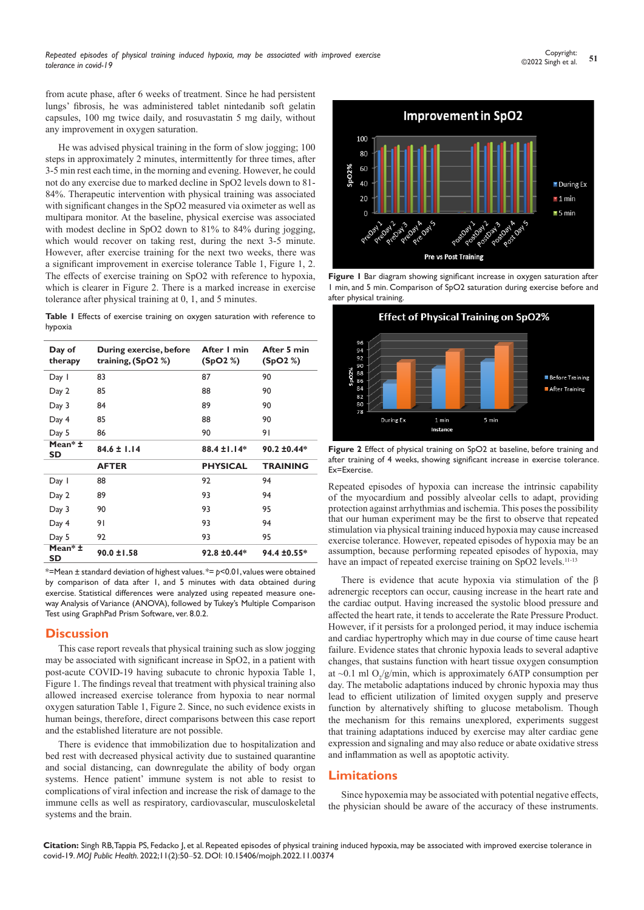from acute phase, after 6 weeks of treatment. Since he had persistent lungs' fibrosis, he was administered tablet nintedanib soft gelatin capsules, 100 mg twice daily, and rosuvastatin 5 mg daily, without any improvement in oxygen saturation.

He was advised physical training in the form of slow jogging; 100 steps in approximately 2 minutes, intermittently for three times, after 3-5 min rest each time, in the morning and evening. However, he could not do any exercise due to marked decline in SpO2 levels down to 81-84%. Therapeutic intervention with physical training was associated with significant changes in the SpO2 measured via oximeter as well as multipara monitor. At the baseline, physical exercise was associated with modest decline in SpO2 down to 81% to 84% during jogging, which would recover on taking rest, during the next 3-5 minute. However, after exercise training for the next two weeks, there was a significant improvement in exercise tolerance Table 1, Figure 1, 2. The effects of exercise training on SpO2 with reference to hypoxia, which is clearer in Figure 2. There is a marked increase in exercise tolerance after physical training at 0, 1, and 5 minutes.

**Table 1** Effects of exercise training on oxygen saturation with reference to hypoxia

| Day of therapy | During exercise, before training, (SpO2 %) | After 1 min (SpO2 %) | After 5 min (SpO2 %) |
|---|---|---|---|
| Day 1 | 83 | 87 | 90 |
| Day 2 | 85 | 88 | 90 |
| Day 3 | 84 | 89 | 90 |
| Day 4 | 85 | 88 | 90 |
| Day 5 | 86 | 90 | 91 |
| **Mean* ± SD** | **84.6 ± 1.14** | **88.4 ±1.14*** | **90.2 ±0.44*** |
| | **AFTER** | **PHYSICAL** | **TRAINING** |
| Day 1 | 88 | 92 | 94 |
| Day 2 | 89 | 93 | 94 |
| Day 3 | 90 | 93 | 95 |
| Day 4 | 91 | 93 | 94 |
| Day 5 | 92 | 93 | 95 |
| **Mean* ± SD** | **90.0 ±1.58** | **92.8 ±0.44*** | **94.4 ±0.55*** |

*=Mean ± standard deviation of highest values. *= $p$<0.01, values were obtained by comparison of data after 1, and 5 minutes with data obtained during exercise. Statistical differences were analyzed using repeated measure one-way Analysis of Variance (ANOVA), followed by Tukey's Multiple Comparison Test using GraphPad Prism Software, ver. 8.0.2.

**Figure 1** Bar diagram showing significant increase in oxygen saturation after 1 min, and 5 min. Comparison of SpO2 saturation during exercise before and after physical training.

**Figure 2** Effect of physical training on SpO2 at baseline, before training and after training of 4 weeks, showing significant increase in exercise tolerance. Ex=Exercise.

## Discussion

This case report reveals that physical training such as slow jogging may be associated with significant increase in SpO2, in a patient with post-acute COVID-19 having subacute to chronic hypoxia Table 1, Figure 1. The findings reveal that treatment with physical training also allowed increased exercise tolerance from hypoxia to near normal oxygen saturation Table 1, Figure 2. Since, no such evidence exists in human beings, therefore, direct comparisons between this case report and the established literature are not possible.

There is evidence that immobilization due to hospitalization and bed rest with decreased physical activity due to sustained quarantine and social distancing, can downregulate the ability of body organ systems. Hence patient' immune system is not able to resist to complications of viral infection and increase the risk of damage to the immune cells as well as respiratory, cardiovascular, musculoskeletal systems and the brain.

Repeated episodes of hypoxia can increase the intrinsic capability of the myocardium and possibly alveolar cells to adapt, providing protection against arrhythmias and ischemia. This poses the possibility that our human experiment may be the first to observe that repeated stimulation via physical training induced hypoxia may cause increased exercise tolerance. However, repeated episodes of hypoxia may be an assumption, because performing repeated episodes of hypoxia, may have an impact of repeated exercise training on SpO2 levels.[11-13]

There is evidence that acute hypoxia via stimulation of the β adrenergic receptors can occur, causing increase in the heart rate and the cardiac output. Having increased the systolic blood pressure and affected the heart rate, it tends to accelerate the Rate Pressure Product. However, if it persists for a prolonged period, it may induce ischemia and cardiac hypertrophy which may in due course of time cause heart failure. Evidence states that chronic hypoxia leads to several adaptive changes, that sustains function with heart tissue oxygen consumption at ~0.1 ml $O_2$/g/min, which is approximately 6ATP consumption per day. The metabolic adaptations induced by chronic hypoxia may thus lead to efficient utilization of limited oxygen supply and preserve function by alternatively shifting to glucose metabolism. Though the mechanism for this remains unexplored, experiments suggest that training adaptations induced by exercise may alter cardiac gene expression and signaling and may also reduce or abate oxidative stress and inflammation as well as apoptotic activity.

## Limitations

Since hypoxemia may be associated with potential negative effects, the physician should be aware of the accuracy of these instruments.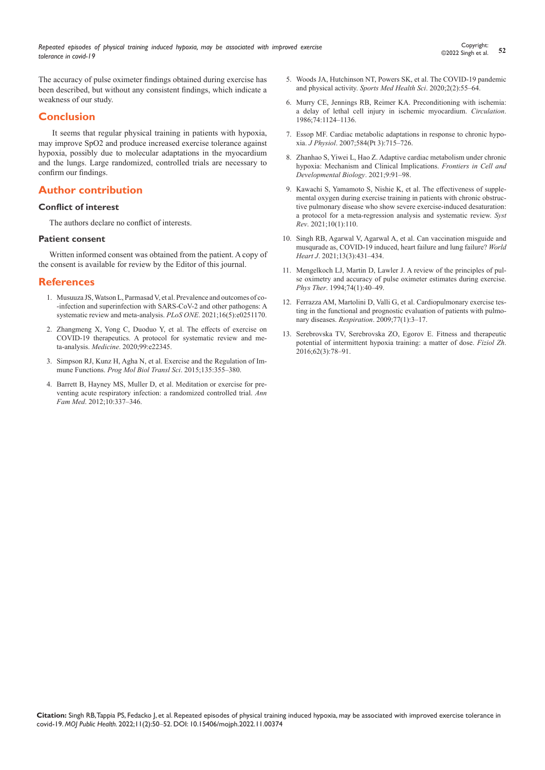The accuracy of pulse oximeter findings obtained during exercise has been described, but without any consistent findings, which indicate a weakness of our study.

## Conclusion

It seems that regular physical training in patients with hypoxia, may improve SpO2 and produce increased exercise tolerance against hypoxia, possibly due to molecular adaptations in the myocardium and the lungs. Large randomized, controlled trials are necessary to confirm our findings.

## Author contribution

### Conflict of interest

The authors declare no conflict of interests.

### Patient consent

Written informed consent was obtained from the patient. A copy of the consent is available for review by the Editor of this journal.

## References

1. Musuuza JS, Watson L, Parmasad V, et al. Prevalence and outcomes of co--infection and superinfection with SARS-CoV-2 and other pathogens: A systematic review and meta-analysis. *PLoS ONE*. 2021;16(5):e0251170.
2. Zhangmeng X, Yong C, Duoduo Y, et al. The effects of exercise on COVID-19 therapeutics. A protocol for systematic review and meta-analysis. *Medicine*. 2020;99:e22345.
3. Simpson RJ, Kunz H, Agha N, et al. Exercise and the Regulation of Immune Functions. *Prog Mol Biol Transl Sci*. 2015;135:355–380.
4. Barrett B, Hayney MS, Muller D, et al. Meditation or exercise for preventing acute respiratory infection: a randomized controlled trial. *Ann Fam Med*. 2012;10:337–346.
5. Woods JA, Hutchinson NT, Powers SK, et al. The COVID-19 pandemic and physical activity. *Sports Med Health Sci*. 2020;2(2):55–64.
6. Murry CE, Jennings RB, Reimer KA. Preconditioning with ischemia: a delay of lethal cell injury in ischemic myocardium. *Circulation*. 1986;74:1124–1136.
7. Essop MF. Cardiac metabolic adaptations in response to chronic hypoxia. *J Physiol*. 2007;584(Pt 3):715–726.
8. Zhanhao S, Yiwei L, Hao Z. Adaptive cardiac metabolism under chronic hypoxia: Mechanism and Clinical Implications. *Frontiers in Cell and Developmental Biology*. 2021;9:91–98.
9. Kawachi S, Yamamoto S, Nishie K, et al. The effectiveness of supplemental oxygen during exercise training in patients with chronic obstructive pulmonary disease who show severe exercise-induced desaturation: a protocol for a meta-regression analysis and systematic review. *Syst Rev*. 2021;10(1):110.
10. Singh RB, Agarwal V, Agarwal A, et al. Can vaccination misguide and musqurade as, COVID-19 induced, heart failure and lung failure? *World Heart J*. 2021;13(3):431–434.
11. Mengelkoch LJ, Martin D, Lawler J. A review of the principles of pulse oximetry and accuracy of pulse oximeter estimates during exercise. *Phys Ther*. 1994;74(1):40–49.
12. Ferrazza AM, Martolini D, Valli G, et al. Cardiopulmonary exercise testing in the functional and prognostic evaluation of patients with pulmonary diseases. *Respiration*. 2009;77(1):3–17.
13. Serebrovska TV, Serebrovska ZO, Egorov E. Fitness and therapeutic potential of intermittent hypoxia training: a matter of dose. *Fiziol Zh*. 2016;62(3):78–91.